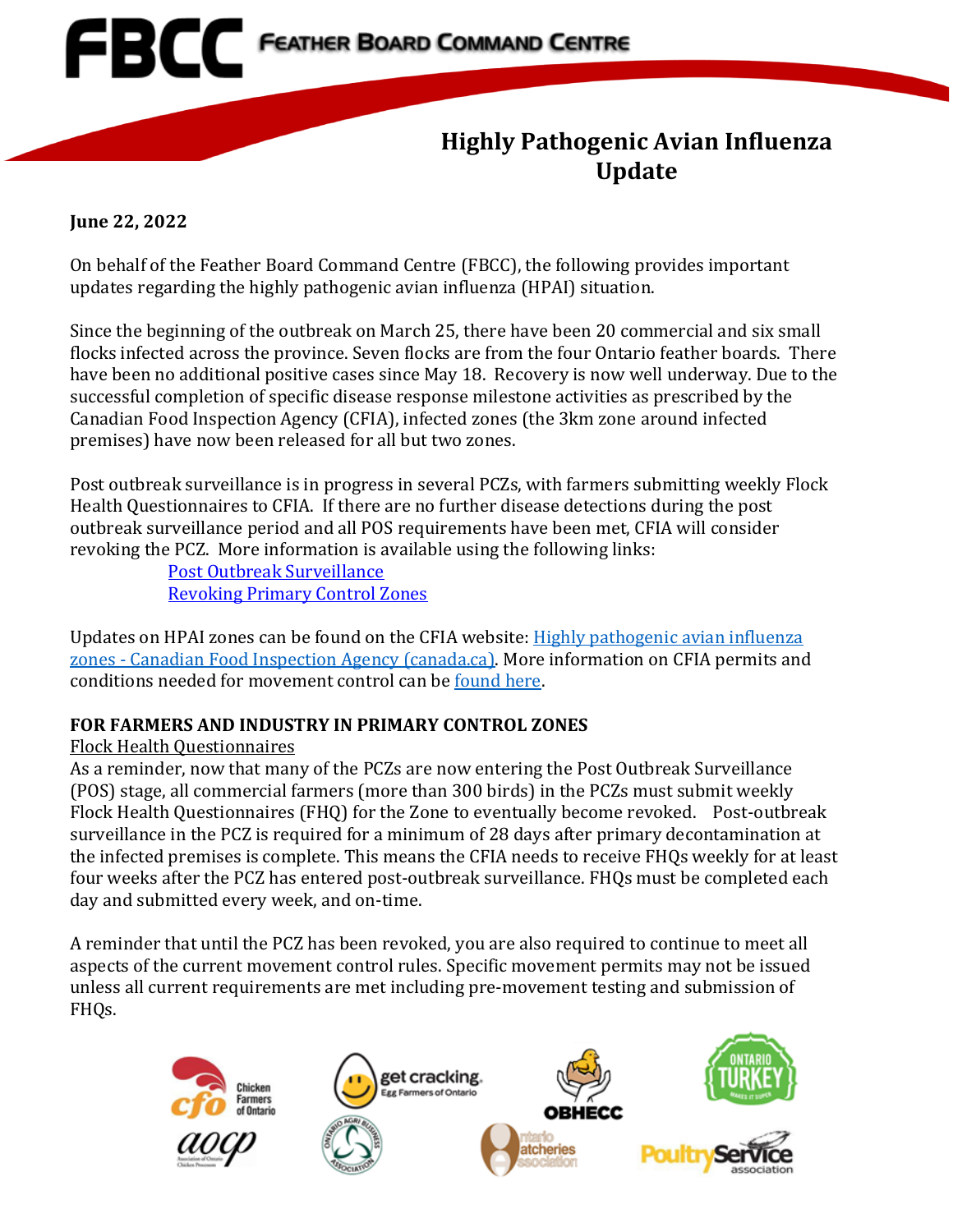# FBCC Feather Board Command Centre

## Highly Pathogenic Avian Influenza Update

**June 22, 2022**

On behalf of the Feather Board Command Centre (FBCC), the following provides important updates regarding the highly pathogenic avian influenza (HPAI) situation.

Since the beginning of the outbreak on March 25, there have been 20 commercial and six small flocks infected across the province. Seven flocks are from the four Ontario feather boards. There have been no additional positive cases since May 18. Recovery is now well underway. Due to the successful completion of specific disease response milestone activities as prescribed by the Canadian Food Inspection Agency (CFIA), infected zones (the 3km zone around infected premises) have now been released for all but two zones.

Post outbreak surveillance is in progress in several PCZs, with farmers submitting weekly Flock Health Questionnaires to CFIA. If there are no further disease detections during the post outbreak surveillance period and all POS requirements have been met, CFIA will consider revoking the PCZ. More information is available using the following links:

- Post Outbreak Surveillance
- Revoking Primary Control Zones

Updates on HPAI zones can be found on the CFIA website: Highly pathogenic avian influenza zones - Canadian Food Inspection Agency (canada.ca). More information on CFIA permits and conditions needed for movement control can be found here.

**FOR FARMERS AND INDUSTRY IN PRIMARY CONTROL ZONES**

Flock Health Questionnaires

As a reminder, now that many of the PCZs are now entering the Post Outbreak Surveillance (POS) stage, all commercial farmers (more than 300 birds) in the PCZs must submit weekly Flock Health Questionnaires (FHQ) for the Zone to eventually become revoked. Post-outbreak surveillance in the PCZ is required for a minimum of 28 days after primary decontamination at the infected premises is complete. This means the CFIA needs to receive FHQs weekly for at least four weeks after the PCZ has entered post-outbreak surveillance. FHQs must be completed each day and submitted every week, and on-time.

A reminder that until the PCZ has been revoked, you are also required to continue to meet all aspects of the current movement control rules. Specific movement permits may not be issued unless all current requirements are met including pre-movement testing and submission of FHQs.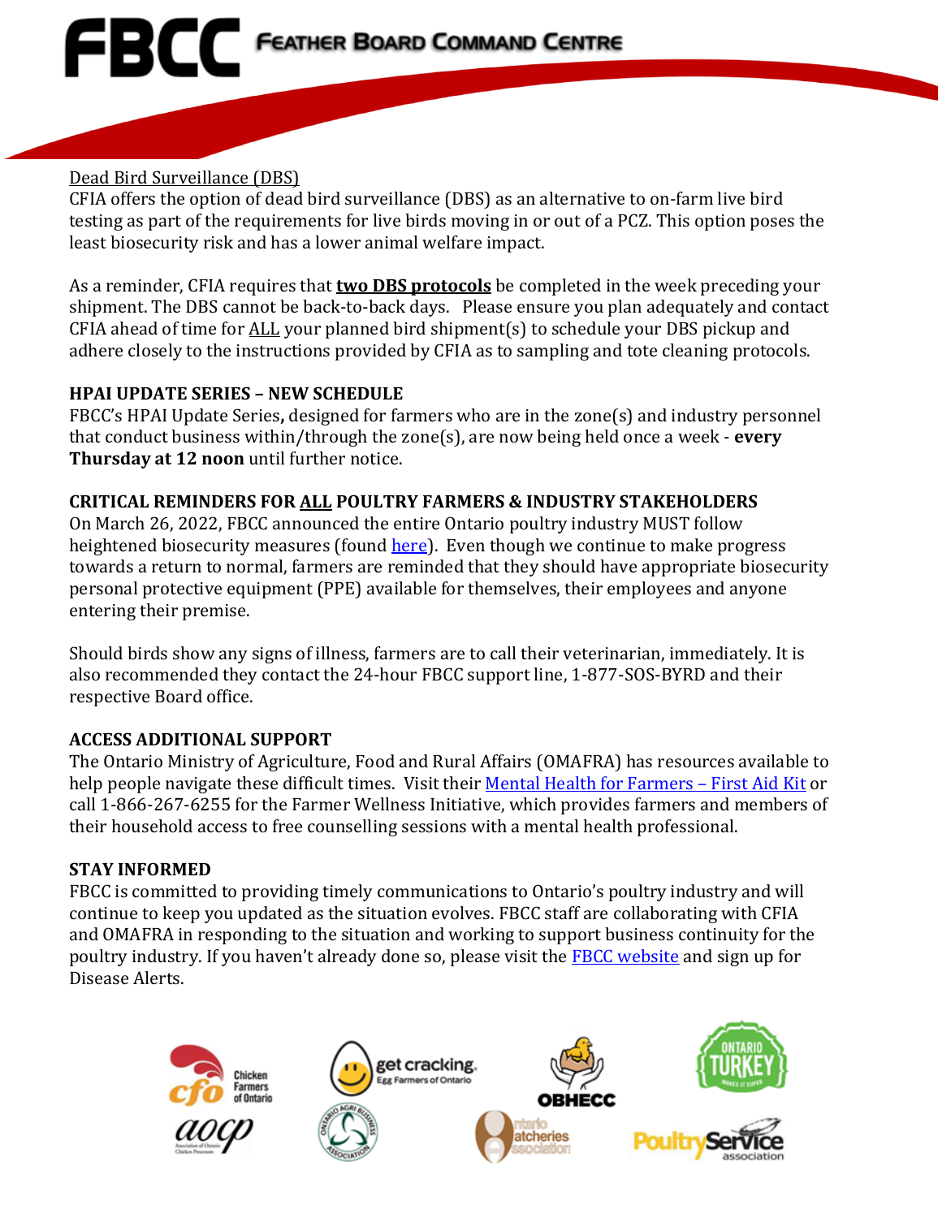Dead Bird Surveillance (DBS)

CFIA offers the option of dead bird surveillance (DBS) as an alternative to on-farm live bird testing as part of the requirements for live birds moving in or out of a PCZ. This option poses the least biosecurity risk and has a lower animal welfare impact.

As a reminder, CFIA requires that **two DBS protocols** be completed in the week preceding your shipment. The DBS cannot be back-to-back days. Please ensure you plan adequately and contact CFIA ahead of time for ALL your planned bird shipment(s) to schedule your DBS pickup and adhere closely to the instructions provided by CFIA as to sampling and tote cleaning protocols.

**HPAI UPDATE SERIES – NEW SCHEDULE**

FBCC's HPAI Update Series**,** designed for farmers who are in the zone(s) and industry personnel that conduct business within/through the zone(s), are now being held once a week - **every Thursday at 12 noon** until further notice.

**CRITICAL REMINDERS FOR ALL POULTRY FARMERS & INDUSTRY STAKEHOLDERS**

On March 26, 2022, FBCC announced the entire Ontario poultry industry MUST follow heightened biosecurity measures (found here). Even though we continue to make progress towards a return to normal, farmers are reminded that they should have appropriate biosecurity personal protective equipment (PPE) available for themselves, their employees and anyone entering their premise.

Should birds show any signs of illness, farmers are to call their veterinarian, immediately. It is also recommended they contact the 24-hour FBCC support line, 1-877-SOS-BYRD and their respective Board office.

**ACCESS ADDITIONAL SUPPORT**

The Ontario Ministry of Agriculture, Food and Rural Affairs (OMAFRA) has resources available to help people navigate these difficult times. Visit their Mental Health for Farmers – First Aid Kit or call 1-866-267-6255 for the Farmer Wellness Initiative, which provides farmers and members of their household access to free counselling sessions with a mental health professional.

**STAY INFORMED**

FBCC is committed to providing timely communications to Ontario's poultry industry and will continue to keep you updated as the situation evolves. FBCC staff are collaborating with CFIA and OMAFRA in responding to the situation and working to support business continuity for the poultry industry. If you haven't already done so, please visit the FBCC website and sign up for Disease Alerts.